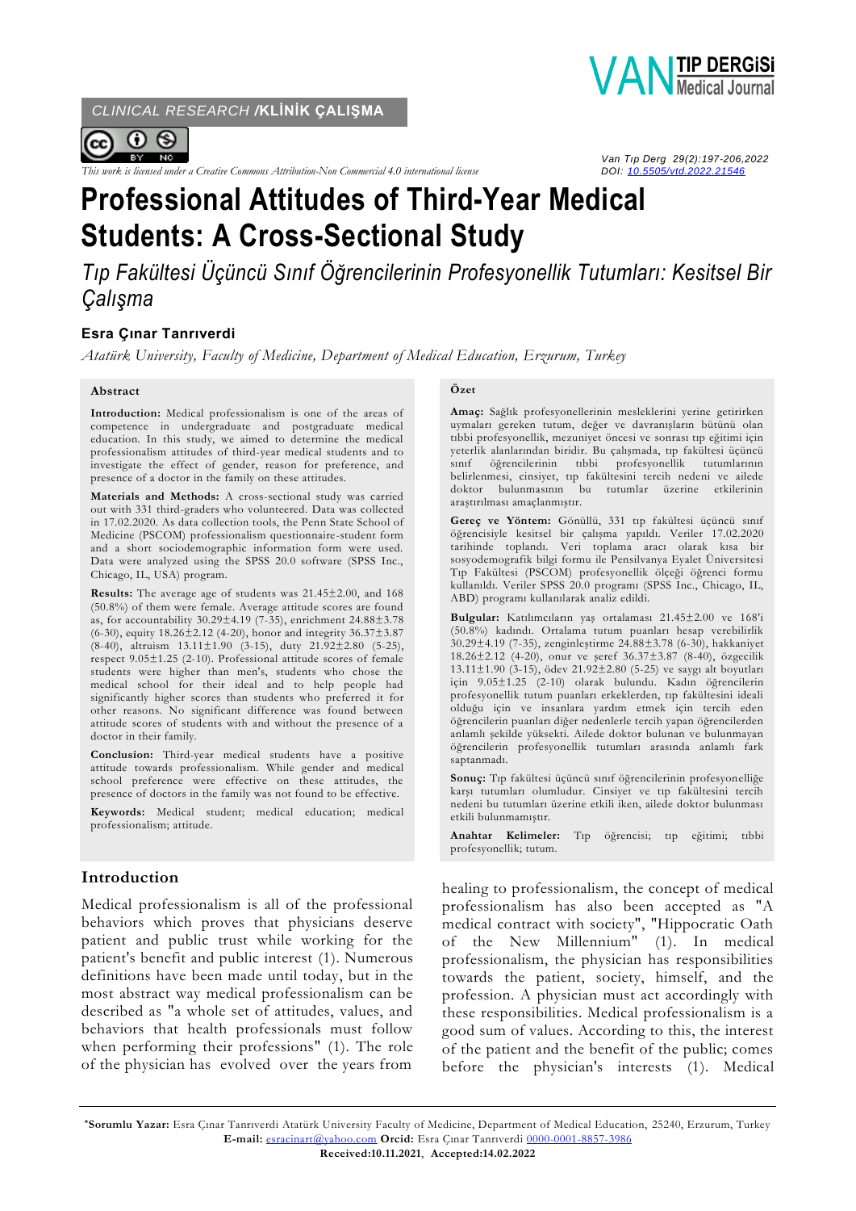CLINICAL RESEARCH /**KLİNİK ÇALIŞMA**

*This work is licensed under a Creative Commons Attribution-Non Commercial 4.0 international license*

Van Tıp Derg 29(2):197-206,2022
DOI: 10.5505/vtd.2022.21546

# Professional Attitudes of Third-Year Medical Students: A Cross-Sectional Study

*Tıp Fakültesi Üçüncü Sınıf Öğrencilerinin Profesyonellik Tutumları: Kesitsel Bir Çalışma*

**Esra Çınar Tanrıverdi**

*Atatürk University, Faculty of Medicine, Department of Medical Education, Erzurum, Turkey*

## Abstract

**Introduction:** Medical professionalism is one of the areas of competence in undergraduate and postgraduate medical education. In this study, we aimed to determine the medical professionalism attitudes of third-year medical students and to investigate the effect of gender, reason for preference, and presence of a doctor in the family on these attitudes.

**Materials and Methods:** A cross-sectional study was carried out with 331 third-graders who volunteered. Data was collected in 17.02.2020. As data collection tools, the Penn State School of Medicine (PSCOM) professionalism questionnaire-student form and a short sociodemographic information form were used. Data were analyzed using the SPSS 20.0 software (SPSS Inc., Chicago, IL, USA) program.

**Results:** The average age of students was 21.45±2.00, and 168 (50.8%) of them were female. Average attitude scores are found as, for accountability 30.29±4.19 (7-35), enrichment 24.88±3.78 (6-30), equity 18.26±2.12 (4-20), honor and integrity 36.37±3.87 (8-40), altruism 13.11±1.90 (3-15), duty 21.92±2.80 (5-25), respect 9.05±1.25 (2-10). Professional attitude scores of female students were higher than men's, students who chose the medical school for their ideal and to help people had significantly higher scores than students who preferred it for other reasons. No significant difference was found between attitude scores of students with and without the presence of a doctor in their family.

**Conclusion:** Third-year medical students have a positive attitude towards professionalism. While gender and medical school preference were effective on these attitudes, the presence of doctors in the family was not found to be effective.

**Keywords:** Medical student; medical education; medical professionalism; attitude.

## Özet

**Amaç:** Sağlık profesyonellerinin mesleklerini yerine getirirken uymaları gereken tutum, değer ve davranışların bütünü olan tıbbi profesyonellik, mezuniyet öncesi ve sonrası tıp eğitimi için yeterlik alanlarından biridir. Bu çalışmada, tıp fakültesi üçüncü sınıf öğrencilerinin tıbbi profesyonellik tutumlarının belirlenmesi, cinsiyet, tıp fakültesini tercih nedeni ve ailede doktor bulunmasının bu tutumlar üzerine etkilerinin araştırılması amaçlanmıştır.

**Gereç ve Yöntem:** Gönüllü, 331 tıp fakültesi üçüncü sınıf öğrencisiyle kesitsel bir çalışma yapıldı. Veriler 17.02.2020 tarihinde toplandı. Veri toplama aracı olarak kısa bir sosyodemografik bilgi formu ile Pensilvanya Eyalet Üniversitesi Tıp Fakültesi (PSCOM) profesyonellik ölçeği öğrenci formu kullanıldı. Veriler SPSS 20.0 programı (SPSS Inc., Chicago, IL, ABD) programı kullanılarak analiz edildi.

**Bulgular:** Katılımcıların yaş ortalaması 21.45±2.00 ve 168'i (50.8%) kadındı. Ortalama tutum puanları hesap verebilirlik 30.29±4.19 (7-35), zenginleştirme 24.88±3.78 (6-30), hakkaniyet 18.26±2.12 (4-20), onur ve şeref 36.37±3.87 (8-40), özgecilik 13.11±1.90 (3-15), ödev 21.92±2.80 (5-25) ve saygı alt boyutları için 9.05±1.25 (2-10) olarak bulundu. Kadın öğrencilerin profesyonellik tutum puanları erkeklerden, tıp fakültesini ideali olduğu için ve insanlara yardım etmek için tercih eden öğrencilerin puanları diğer nedenlerle tercih yapan öğrencilerden anlamlı şekilde yüksekti. Ailede doktor bulunan ve bulunmayan öğrencilerin profesyonellik tutumları arasında anlamlı fark saptanmadı.

**Sonuç:** Tıp fakültesi üçüncü sınıf öğrencilerinin profesyonelliğe karşı tutumları olumludur. Cinsiyet ve tıp fakültesini tercih nedeni bu tutumları üzerine etkili iken, ailede doktor bulunması etkili bulunmamıştır.

**Anahtar Kelimeler:** Tıp öğrencisi; tıp eğitimi; tıbbi profesyonellik; tutum.

## Introduction

Medical professionalism is all of the professional behaviors which proves that physicians deserve patient and public trust while working for the patient's benefit and public interest (1). Numerous definitions have been made until today, but in the most abstract way medical professionalism can be described as "a whole set of attitudes, values, and behaviors that health professionals must follow when performing their professions" (1). The role of the physician has evolved over the years from healing to professionalism, the concept of medical professionalism has also been accepted as "A medical contract with society", "Hippocratic Oath of the New Millennium" (1). In medical professionalism, the physician has responsibilities towards the patient, society, himself, and the profession. A physician must act accordingly with these responsibilities. Medical professionalism is a good sum of values. According to this, the interest of the patient and the benefit of the public; comes before the physician's interests (1). Medical

---

***Sorumlu Yazar:** Esra Çınar Tanrıverdi Atatürk University Faculty of Medicine, Department of Medical Education, 25240, Erzurum, Turkey
**E-mail:** esracinart@yahoo.com **Orcid:** Esra Çınar Tanrıverdi 0000-0001-8857-3986
**Received:10.11.2021, Accepted:14.02.2022**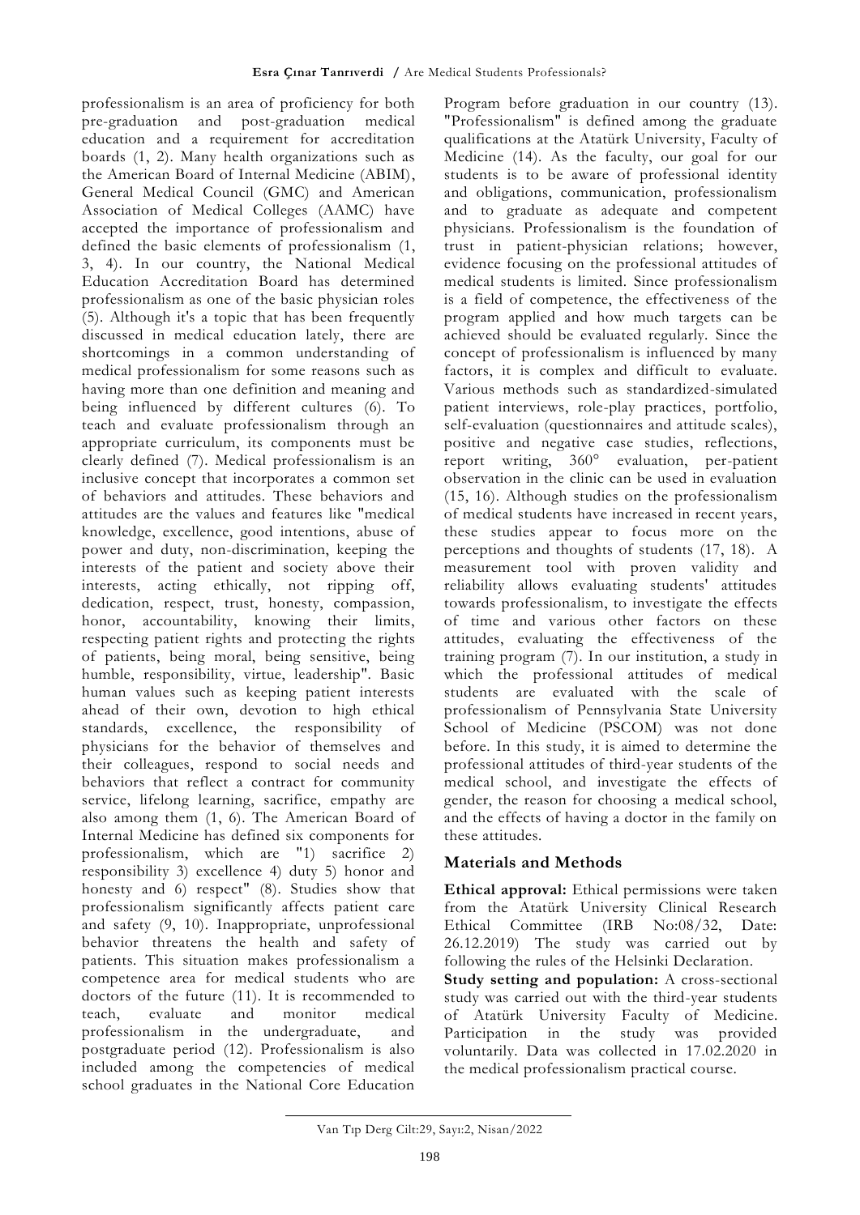professionalism is an area of proficiency for both pre-graduation and post-graduation medical education and a requirement for accreditation boards (1, 2). Many health organizations such as the American Board of Internal Medicine (ABIM), General Medical Council (GMC) and American Association of Medical Colleges (AAMC) have accepted the importance of professionalism and defined the basic elements of professionalism (1, 3, 4). In our country, the National Medical Education Accreditation Board has determined professionalism as one of the basic physician roles (5). Although it's a topic that has been frequently discussed in medical education lately, there are shortcomings in a common understanding of medical professionalism for some reasons such as having more than one definition and meaning and being influenced by different cultures (6). To teach and evaluate professionalism through an appropriate curriculum, its components must be clearly defined (7). Medical professionalism is an inclusive concept that incorporates a common set of behaviors and attitudes. These behaviors and attitudes are the values and features like "medical knowledge, excellence, good intentions, abuse of power and duty, non-discrimination, keeping the interests of the patient and society above their interests, acting ethically, not ripping off, dedication, respect, trust, honesty, compassion, honor, accountability, knowing their limits, respecting patient rights and protecting the rights of patients, being moral, being sensitive, being humble, responsibility, virtue, leadership". Basic human values such as keeping patient interests ahead of their own, devotion to high ethical standards, excellence, the responsibility of physicians for the behavior of themselves and their colleagues, respond to social needs and behaviors that reflect a contract for community service, lifelong learning, sacrifice, empathy are also among them (1, 6). The American Board of Internal Medicine has defined six components for professionalism, which are "1) sacrifice 2) responsibility 3) excellence 4) duty 5) honor and honesty and 6) respect" (8). Studies show that professionalism significantly affects patient care and safety (9, 10). Inappropriate, unprofessional behavior threatens the health and safety of patients. This situation makes professionalism a competence area for medical students who are doctors of the future (11). It is recommended to teach, evaluate and monitor medical professionalism in the undergraduate, and postgraduate period (12). Professionalism is also included among the competencies of medical school graduates in the National Core Education Program before graduation in our country (13). "Professionalism" is defined among the graduate qualifications at the Atatürk University, Faculty of Medicine (14). As the faculty, our goal for our students is to be aware of professional identity and obligations, communication, professionalism and to graduate as adequate and competent physicians. Professionalism is the foundation of trust in patient-physician relations; however, evidence focusing on the professional attitudes of medical students is limited. Since professionalism is a field of competence, the effectiveness of the program applied and how much targets can be achieved should be evaluated regularly. Since the concept of professionalism is influenced by many factors, it is complex and difficult to evaluate. Various methods such as standardized-simulated patient interviews, role-play practices, portfolio, self-evaluation (questionnaires and attitude scales), positive and negative case studies, reflections, report writing, 360° evaluation, per-patient observation in the clinic can be used in evaluation (15, 16). Although studies on the professionalism of medical students have increased in recent years, these studies appear to focus more on the perceptions and thoughts of students (17, 18). A measurement tool with proven validity and reliability allows evaluating students' attitudes towards professionalism, to investigate the effects of time and various other factors on these attitudes, evaluating the effectiveness of the training program (7). In our institution, a study in which the professional attitudes of medical students are evaluated with the scale of professionalism of Pennsylvania State University School of Medicine (PSCOM) was not done before. In this study, it is aimed to determine the professional attitudes of third-year students of the medical school, and investigate the effects of gender, the reason for choosing a medical school, and the effects of having a doctor in the family on these attitudes.

## Materials and Methods

**Ethical approval:** Ethical permissions were taken from the Atatürk University Clinical Research Ethical Committee (IRB No:08/32, Date: 26.12.2019) The study was carried out by following the rules of the Helsinki Declaration.

**Study setting and population:** A cross-sectional study was carried out with the third-year students of Atatürk University Faculty of Medicine. Participation in the study was provided voluntarily. Data was collected in 17.02.2020 in the medical professionalism practical course.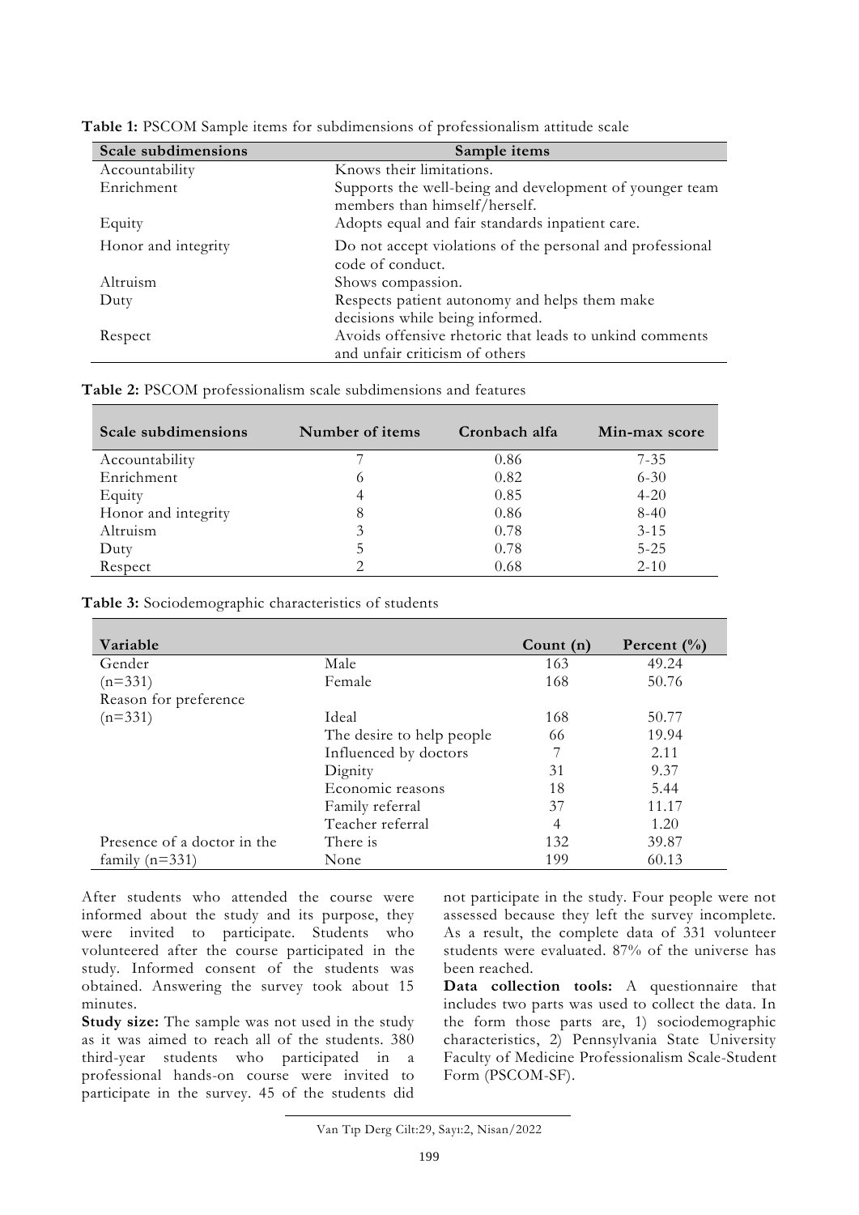**Table 1:** PSCOM Sample items for subdimensions of professionalism attitude scale

| Scale subdimensions | Sample items |
|---|---|
| Accountability | Knows their limitations. |
| Enrichment | Supports the well-being and development of younger team members than himself/herself. |
| Equity | Adopts equal and fair standards inpatient care. |
| Honor and integrity | Do not accept violations of the personal and professional code of conduct. |
| Altruism | Shows compassion. |
| Duty | Respects patient autonomy and helps them make decisions while being informed. |
| Respect | Avoids offensive rhetoric that leads to unkind comments and unfair criticism of others |

**Table 2:** PSCOM professionalism scale subdimensions and features

| Scale subdimensions | Number of items | Cronbach alfa | Min-max score |
|---|---|---|---|
| Accountability | 7 | 0.86 | 7-35 |
| Enrichment | 6 | 0.82 | 6-30 |
| Equity | 4 | 0.85 | 4-20 |
| Honor and integrity | 8 | 0.86 | 8-40 |
| Altruism | 3 | 0.78 | 3-15 |
| Duty | 5 | 0.78 | 5-25 |
| Respect | 2 | 0.68 | 2-10 |

**Table 3:** Sociodemographic characteristics of students

| Variable | | Count (n) | Percent (%) |
|---|---|---|---|
| Gender | Male | 163 | 49.24 |
| (n=331) | Female | 168 | 50.76 |
| Reason for preference | | | |
| (n=331) | Ideal | 168 | 50.77 |
| | The desire to help people | 66 | 19.94 |
| | Influenced by doctors | 7 | 2.11 |
| | Dignity | 31 | 9.37 |
| | Economic reasons | 18 | 5.44 |
| | Family referral | 37 | 11.17 |
| | Teacher referral | 4 | 1.20 |
| Presence of a doctor in the | There is | 132 | 39.87 |
| family (n=331) | None | 199 | 60.13 |

After students who attended the course were informed about the study and its purpose, they were invited to participate. Students who volunteered after the course participated in the study. Informed consent of the students was obtained. Answering the survey took about 15 minutes.

**Study size:** The sample was not used in the study as it was aimed to reach all of the students. 380 third-year students who participated in a professional hands-on course were invited to participate in the survey. 45 of the students did not participate in the study. Four people were not assessed because they left the survey incomplete. As a result, the complete data of 331 volunteer students were evaluated. 87% of the universe has been reached.

**Data collection tools:** A questionnaire that includes two parts was used to collect the data. In the form those parts are, 1) sociodemographic characteristics, 2) Pennsylvania State University Faculty of Medicine Professionalism Scale-Student Form (PSCOM-SF).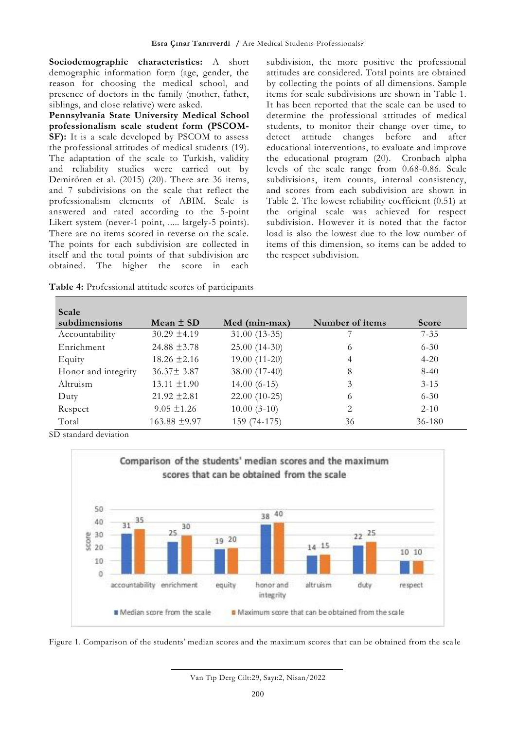**Sociodemographic characteristics:** A short demographic information form (age, gender, the reason for choosing the medical school, and presence of doctors in the family (mother, father, siblings, and close relative) were asked.

**Pennsylvania State University Medical School professionalism scale student form (PSCOM-SF):** It is a scale developed by PSCOM to assess the professional attitudes of medical students (19). The adaptation of the scale to Turkish, validity and reliability studies were carried out by Demirören et al. (2015) (20). There are 36 items, and 7 subdivisions on the scale that reflect the professionalism elements of ABIM. Scale is answered and rated according to the 5-point Likert system (never-1 point, ..... largely-5 points). There are no items scored in reverse on the scale. The points for each subdivision are collected in itself and the total points of that subdivision are obtained. The higher the score in each subdivision, the more positive the professional attitudes are considered. Total points are obtained by collecting the points of all dimensions. Sample items for scale subdivisions are shown in Table 1. It has been reported that the scale can be used to determine the professional attitudes of medical students, to monitor their change over time, to detect attitude changes before and after educational interventions, to evaluate and improve the educational program (20). Cronbach alpha levels of the scale range from 0.68-0.86. Scale subdivisions, item counts, internal consistency, and scores from each subdivision are shown in Table 2. The lowest reliability coefficient (0.51) at the original scale was achieved for respect subdivision. However it is noted that the factor load is also the lowest due to the low number of items of this dimension, so items can be added to the respect subdivision.

**Table 4:** Professional attitude scores of participants

| Scale subdimensions | Mean ± SD | Med (min-max) | Number of items | Score |
|---|---|---|---|---|
| Accountability | 30.29 ±4.19 | 31.00 (13-35) | 7 | 7-35 |
| Enrichment | 24.88 ±3.78 | 25.00 (14-30) | 6 | 6-30 |
| Equity | 18.26 ±2.16 | 19.00 (11-20) | 4 | 4-20 |
| Honor and integrity | 36.37± 3.87 | 38.00 (17-40) | 8 | 8-40 |
| Altruism | 13.11 ±1.90 | 14.00 (6-15) | 3 | 3-15 |
| Duty | 21.92 ±2.81 | 22.00 (10-25) | 6 | 6-30 |
| Respect | 9.05 ±1.26 | 10.00 (3-10) | 2 | 2-10 |
| Total | 163.88 ±9.97 | 159 (74-175) | 36 | 36-180 |

SD standard deviation

Figure 1. Comparison of the students' median scores and the maximum scores that can be obtained from the scale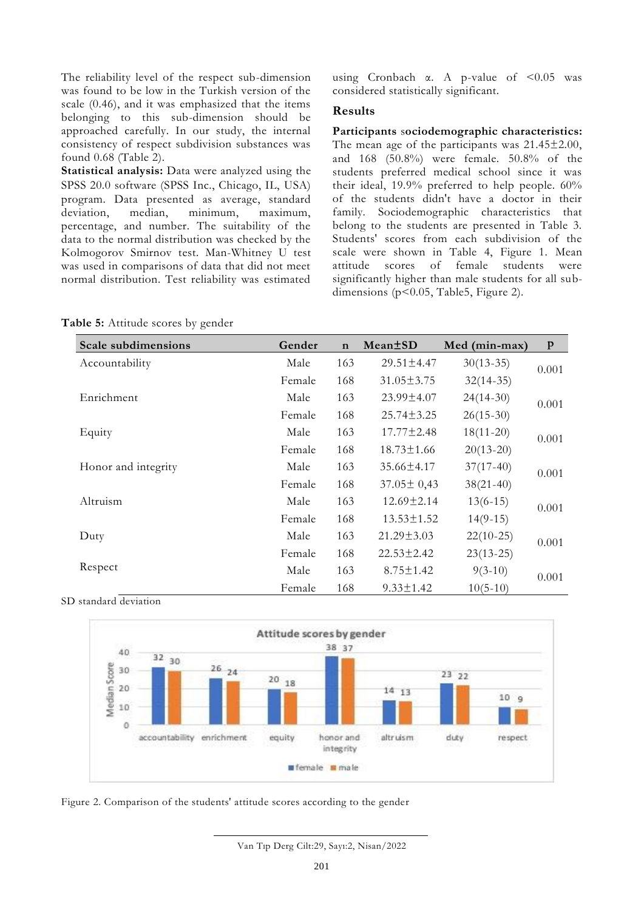The reliability level of the respect sub-dimension was found to be low in the Turkish version of the scale (0.46), and it was emphasized that the items belonging to this sub-dimension should be approached carefully. In our study, the internal consistency of respect subdivision substances was found 0.68 (Table 2).

**Statistical analysis:** Data were analyzed using the SPSS 20.0 software (SPSS Inc., Chicago, IL, USA) program. Data presented as average, standard deviation, median, minimum, maximum, percentage, and number. The suitability of the data to the normal distribution was checked by the Kolmogorov Smirnov test. Man-Whitney U test was used in comparisons of data that did not meet normal distribution. Test reliability was estimated using Cronbach α. A p-value of <0.05 was considered statistically significant.

## Results

**Participants sociodemographic characteristics:** The mean age of the participants was 21.45±2.00, and 168 (50.8%) were female. 50.8% of the students preferred medical school since it was their ideal, 19.9% preferred to help people. 60% of the students didn't have a doctor in their family. Sociodemographic characteristics that belong to the students are presented in Table 3. Students' scores from each subdivision of the scale were shown in Table 4, Figure 1. Mean attitude scores of female students were significantly higher than male students for all sub-dimensions (p<0.05, Table5, Figure 2).

**Table 5:** Attitude scores by gender

| Scale subdimensions | Gender | n | Mean±SD | Med (min-max) | P |
|---|---|---|---|---|---|
| Accountability | Male | 163 | 29.51±4.47 | 30(13-35) | 0.001 |
| | Female | 168 | 31.05±3.75 | 32(14-35) | |
| Enrichment | Male | 163 | 23.99±4.07 | 24(14-30) | 0.001 |
| | Female | 168 | 25.74±3.25 | 26(15-30) | |
| Equity | Male | 163 | 17.77±2.48 | 18(11-20) | 0.001 |
| | Female | 168 | 18.73±1.66 | 20(13-20) | |
| Honor and integrity | Male | 163 | 35.66±4.17 | 37(17-40) | 0.001 |
| | Female | 168 | 37.05± 0,43 | 38(21-40) | |
| Altruism | Male | 163 | 12.69±2.14 | 13(6-15) | 0.001 |
| | Female | 168 | 13.53±1.52 | 14(9-15) | |
| Duty | Male | 163 | 21.29±3.03 | 22(10-25) | 0.001 |
| | Female | 168 | 22.53±2.42 | 23(13-25) | |
| Respect | Male | 163 | 8.75±1.42 | 9(3-10) | 0.001 |
| | Female | 168 | 9.33±1.42 | 10(5-10) | |

SD standard deviation

Figure 2. Comparison of the students' attitude scores according to the gender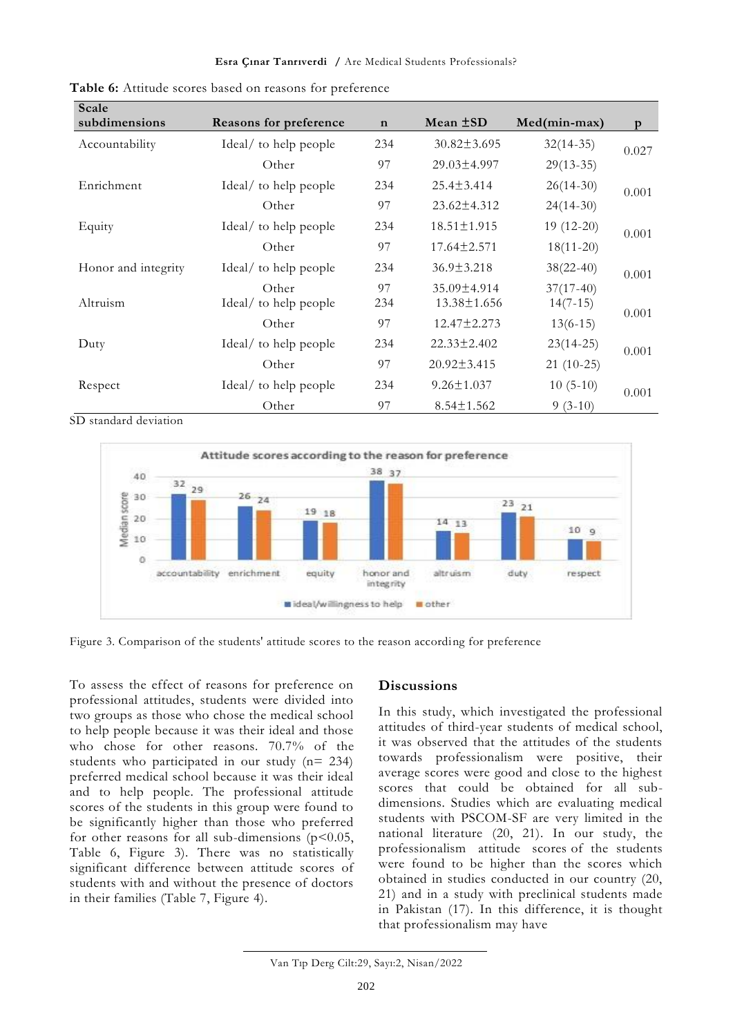**Table 6:** Attitude scores based on reasons for preference

| Scale subdimensions | Reasons for preference | n | Mean ±SD | Med(min-max) | p |
|---|---|---|---|---|---|
| Accountability | Ideal/ to help people | 234 | 30.82±3.695 | 32(14-35) | 0.027 |
| | Other | 97 | 29.03±4.997 | 29(13-35) | |
| Enrichment | Ideal/ to help people | 234 | 25.4±3.414 | 26(14-30) | 0.001 |
| | Other | 97 | 23.62±4.312 | 24(14-30) | |
| Equity | Ideal/ to help people | 234 | 18.51±1.915 | 19 (12-20) | 0.001 |
| | Other | 97 | 17.64±2.571 | 18(11-20) | |
| Honor and integrity | Ideal/ to help people | 234 | 36.9±3.218 | 38(22-40) | 0.001 |
| | Other | 97 | 35.09±4.914 | 37(17-40) | |
| Altruism | Ideal/ to help people | 234 | 13.38±1.656 | 14(7-15) | 0.001 |
| | Other | 97 | 12.47±2.273 | 13(6-15) | |
| Duty | Ideal/ to help people | 234 | 22.33±2.402 | 23(14-25) | 0.001 |
| | Other | 97 | 20.92±3.415 | 21 (10-25) | |
| Respect | Ideal/ to help people | 234 | 9.26±1.037 | 10 (5-10) | 0.001 |
| | Other | 97 | 8.54±1.562 | 9 (3-10) | |

SD standard deviation

Figure 3. Comparison of the students' attitude scores to the reason according for preference

To assess the effect of reasons for preference on professional attitudes, students were divided into two groups as those who chose the medical school to help people because it was their ideal and those who chose for other reasons. 70.7% of the students who participated in our study (n= 234) preferred medical school because it was their ideal and to help people. The professional attitude scores of the students in this group were found to be significantly higher than those who preferred for other reasons for all sub-dimensions ($p<0.05$, Table 6, Figure 3). There was no statistically significant difference between attitude scores of students with and without the presence of doctors in their families (Table 7, Figure 4).

## Discussions

In this study, which investigated the professional attitudes of third-year students of medical school, it was observed that the attitudes of the students towards professionalism were positive, their average scores were good and close to the highest scores that could be obtained for all sub-dimensions. Studies which are evaluating medical students with PSCOM-SF are very limited in the national literature (20, 21). In our study, the professionalism attitude scores of the students were found to be higher than the scores which obtained in studies conducted in our country (20, 21) and in a study with preclinical students made in Pakistan (17). In this difference, it is thought that professionalism may have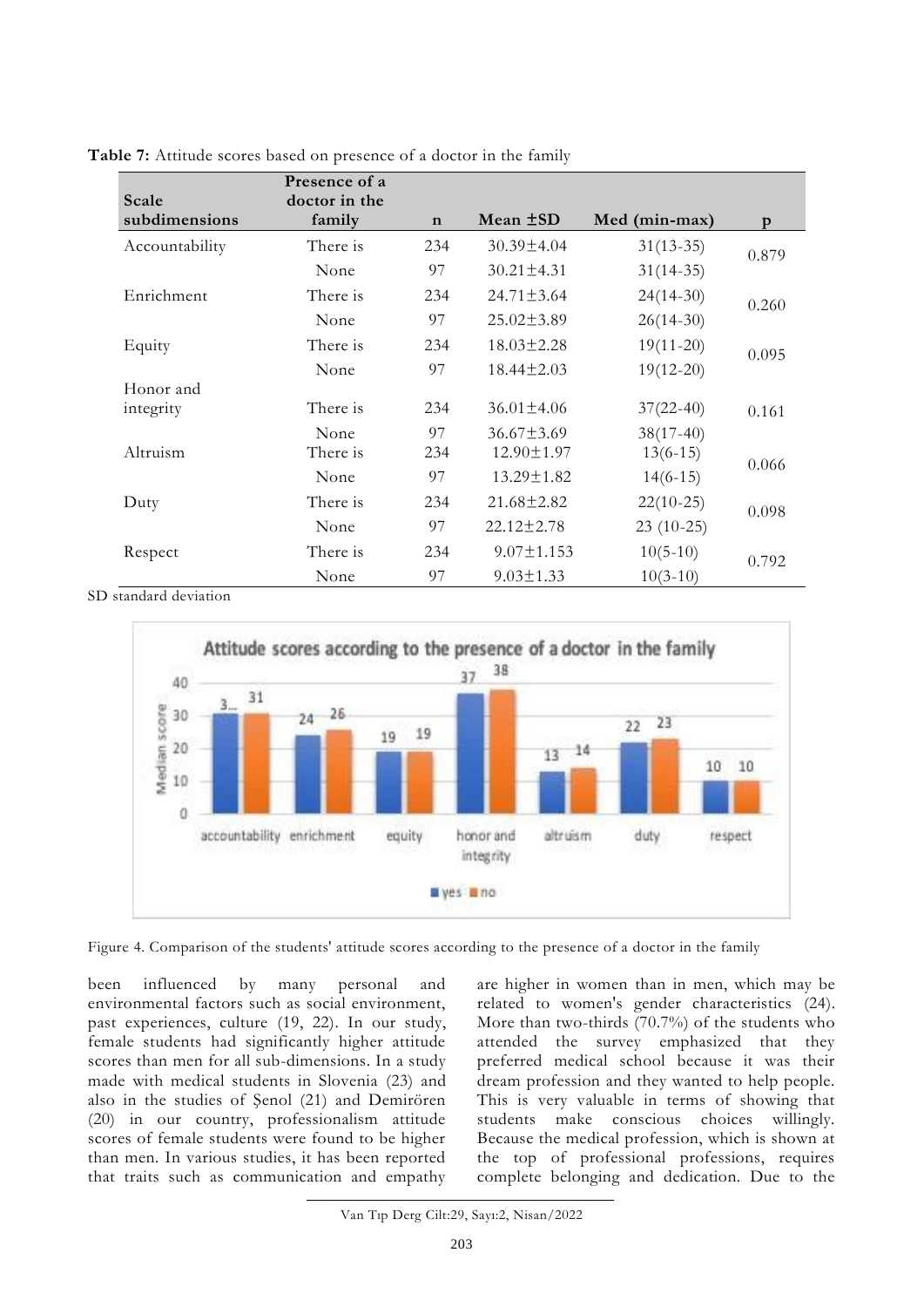**Table 7:** Attitude scores based on presence of a doctor in the family

| Scale subdimensions | Presence of a doctor in the family | n | Mean ±SD | Med (min-max) | p |
|---|---|---|---|---|---|
| Accountability | There is | 234 | 30.39±4.04 | 31(13-35) | 0.879 |
| | None | 97 | 30.21±4.31 | 31(14-35) | |
| Enrichment | There is | 234 | 24.71±3.64 | 24(14-30) | 0.260 |
| | None | 97 | 25.02±3.89 | 26(14-30) | |
| Equity | There is | 234 | 18.03±2.28 | 19(11-20) | 0.095 |
| | None | 97 | 18.44±2.03 | 19(12-20) | |
| Honor and integrity | There is | 234 | 36.01±4.06 | 37(22-40) | 0.161 |
| | None | 97 | 36.67±3.69 | 38(17-40) | |
| Altruism | There is | 234 | 12.90±1.97 | 13(6-15) | 0.066 |
| | None | 97 | 13.29±1.82 | 14(6-15) | |
| Duty | There is | 234 | 21.68±2.82 | 22(10-25) | 0.098 |
| | None | 97 | 22.12±2.78 | 23 (10-25) | |
| Respect | There is | 234 | 9.07±1.153 | 10(5-10) | 0.792 |
| | None | 97 | 9.03±1.33 | 10(3-10) | |

SD standard deviation

Figure 4. Comparison of the students' attitude scores according to the presence of a doctor in the family

been influenced by many personal and environmental factors such as social environment, past experiences, culture (19, 22). In our study, female students had significantly higher attitude scores than men for all sub-dimensions. In a study made with medical students in Slovenia (23) and also in the studies of Şenol (21) and Demirören (20) in our country, professionalism attitude scores of female students were found to be higher than men. In various studies, it has been reported that traits such as communication and empathy are higher in women than in men, which may be related to women's gender characteristics (24). More than two-thirds (70.7%) of the students who attended the survey emphasized that they preferred medical school because it was their dream profession and they wanted to help people. This is very valuable in terms of showing that students make conscious choices willingly. Because the medical profession, which is shown at the top of professional professions, requires complete belonging and dedication. Due to the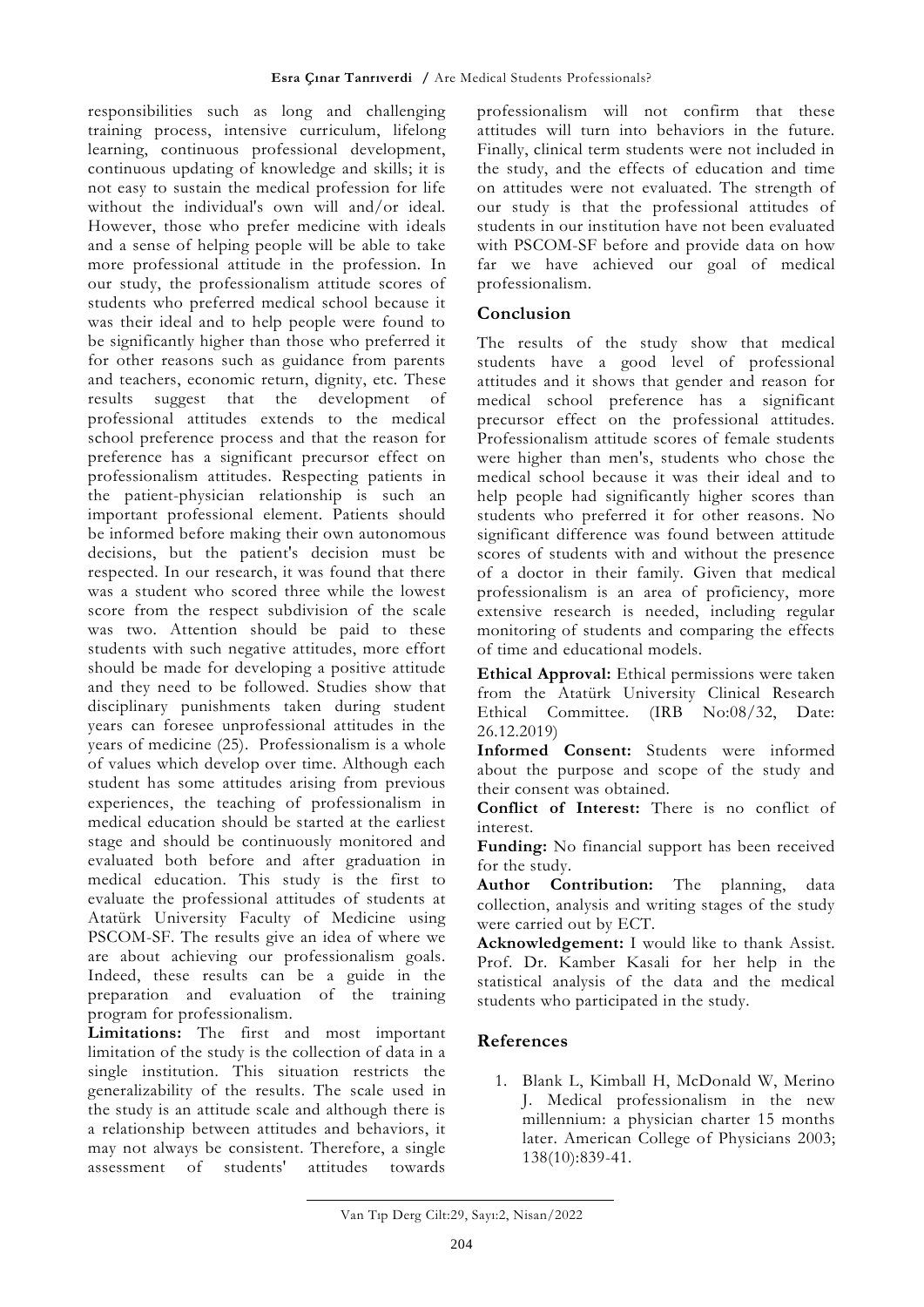responsibilities such as long and challenging training process, intensive curriculum, lifelong learning, continuous professional development, continuous updating of knowledge and skills; it is not easy to sustain the medical profession for life without the individual's own will and/or ideal. However, those who prefer medicine with ideals and a sense of helping people will be able to take more professional attitude in the profession. In our study, the professionalism attitude scores of students who preferred medical school because it was their ideal and to help people were found to be significantly higher than those who preferred it for other reasons such as guidance from parents and teachers, economic return, dignity, etc. These results suggest that the development of professional attitudes extends to the medical school preference process and that the reason for preference has a significant precursor effect on professionalism attitudes. Respecting patients in the patient-physician relationship is such an important professional element. Patients should be informed before making their own autonomous decisions, but the patient's decision must be respected. In our research, it was found that there was a student who scored three while the lowest score from the respect subdivision of the scale was two. Attention should be paid to these students with such negative attitudes, more effort should be made for developing a positive attitude and they need to be followed. Studies show that disciplinary punishments taken during student years can foresee unprofessional attitudes in the years of medicine (25). Professionalism is a whole of values which develop over time. Although each student has some attitudes arising from previous experiences, the teaching of professionalism in medical education should be started at the earliest stage and should be continuously monitored and evaluated both before and after graduation in medical education. This study is the first to evaluate the professional attitudes of students at Atatürk University Faculty of Medicine using PSCOM-SF. The results give an idea of where we are about achieving our professionalism goals. Indeed, these results can be a guide in the preparation and evaluation of the training program for professionalism.

**Limitations:** The first and most important limitation of the study is the collection of data in a single institution. This situation restricts the generalizability of the results. The scale used in the study is an attitude scale and although there is a relationship between attitudes and behaviors, it may not always be consistent. Therefore, a single assessment of students' attitudes towards professionalism will not confirm that these attitudes will turn into behaviors in the future. Finally, clinical term students were not included in the study, and the effects of education and time on attitudes were not evaluated. The strength of our study is that the professional attitudes of students in our institution have not been evaluated with PSCOM-SF before and provide data on how far we have achieved our goal of medical professionalism.

## Conclusion

The results of the study show that medical students have a good level of professional attitudes and it shows that gender and reason for medical school preference has a significant precursor effect on the professional attitudes. Professionalism attitude scores of female students were higher than men's, students who chose the medical school because it was their ideal and to help people had significantly higher scores than students who preferred it for other reasons. No significant difference was found between attitude scores of students with and without the presence of a doctor in their family. Given that medical professionalism is an area of proficiency, more extensive research is needed, including regular monitoring of students and comparing the effects of time and educational models.

**Ethical Approval:** Ethical permissions were taken from the Atatürk University Clinical Research Ethical Committee. (IRB No:08/32, Date: 26.12.2019)

**Informed Consent:** Students were informed about the purpose and scope of the study and their consent was obtained.

**Conflict of Interest:** There is no conflict of interest.

**Funding:** No financial support has been received for the study.

**Author Contribution:** The planning, data collection, analysis and writing stages of the study were carried out by ECT.

**Acknowledgement:** I would like to thank Assist. Prof. Dr. Kamber Kasali for her help in the statistical analysis of the data and the medical students who participated in the study.

## References

1. Blank L, Kimball H, McDonald W, Merino J. Medical professionalism in the new millennium: a physician charter 15 months later. American College of Physicians 2003; 138(10):839-41.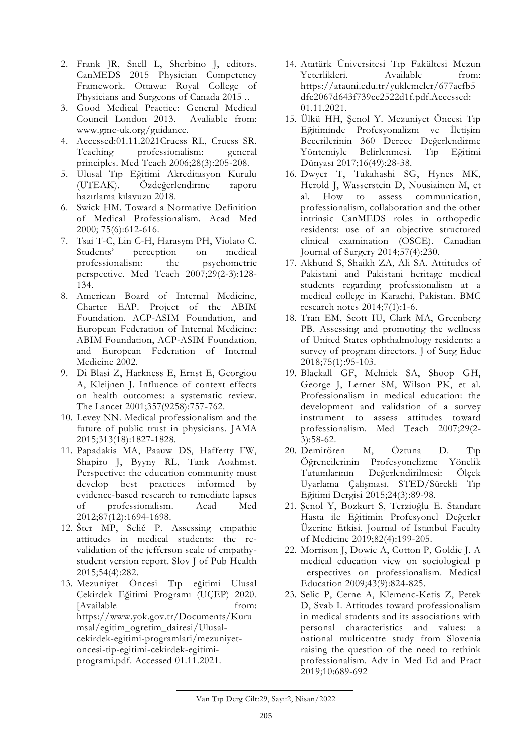2. Frank JR, Snell L, Sherbino J, editors. CanMEDS 2015 Physician Competency Framework. Ottawa: Royal College of Physicians and Surgeons of Canada 2015 ..
3. Good Medical Practice: General Medical Council London 2013. Avaliable from: www.gmc-uk.org/guidance.
4. Accessed:01.11.2021Cruess RL, Cruess SR. Teaching professionalism: general principles. Med Teach 2006;28(3):205-208.
5. Ulusal Tıp Eğitimi Akreditasyon Kurulu (UTEAK). Özdeğerlendirme raporu hazırlama kılavuzu 2018.
6. Swick HM. Toward a Normative Definition of Medical Professionalism. Acad Med 2000; 75(6):612-616.
7. Tsai T-C, Lin C-H, Harasym PH, Violato C. Students' perception on medical professionalism: the psychometric perspective. Med Teach 2007;29(2-3):128-134.
8. American Board of Internal Medicine, Charter EAP. Project of the ABIM Foundation. ACP-ASIM Foundation, and European Federation of Internal Medicine: ABIM Foundation, ACP-ASIM Foundation, and European Federation of Internal Medicine 2002.
9. Di Blasi Z, Harkness E, Ernst E, Georgiou A, Kleijnen J. Influence of context effects on health outcomes: a systematic review. The Lancet 2001;357(9258):757-762.
10. Levey NN. Medical professionalism and the future of public trust in physicians. JAMA 2015;313(18):1827-1828.
11. Papadakis MA, Paauw DS, Hafferty FW, Shapiro J, Byyny RL, Tank Aoahmst. Perspective: the education community must develop best practices informed by evidence-based research to remediate lapses of professionalism. Acad Med 2012;87(12):1694-1698.
12. Šter MP, Selič P. Assessing empathic attitudes in medical students: the re-validation of the jefferson scale of empathy-student version report. Slov J of Pub Health 2015;54(4):282.
13. Mezuniyet Öncesi Tıp eğitimi Ulusal Çekirdek Eğitimi Programı (UÇEP) 2020. [Available from: https://www.yok.gov.tr/Documents/Kurumsal/egitim_ogretim_dairesi/Ulusal-cekirdek-egitimi-programlari/mezuniyet-oncesi-tip-egitimi-cekirdek-egitimi-programi.pdf. Accessed 01.11.2021.
14. Atatürk Üniversitesi Tıp Fakültesi Mezun Yeterlikleri. Available from: https://atauni.edu.tr/yuklemeler/677acfb5dfc2067d643f739cc2522d1f.pdf.Accessed: 01.11.2021.
15. Ülkü HH, Şenol Y. Mezuniyet Öncesi Tıp Eğitiminde Profesyonalizm ve İletişim Becerilerinin 360 Derece Değerlendirme Yöntemiyle Belirlenmesi. Tıp Eğitimi Dünyası 2017;16(49):28-38.
16. Dwyer T, Takahashi SG, Hynes MK, Herold J, Wasserstein D, Nousiainen M, et al. How to assess communication, professionalism, collaboration and the other intrinsic CanMEDS roles in orthopedic residents: use of an objective structured clinical examination (OSCE). Canadian Journal of Surgery 2014;57(4):230.
17. Akhund S, Shaikh ZA, Ali SA. Attitudes of Pakistani and Pakistani heritage medical students regarding professionalism at a medical college in Karachi, Pakistan. BMC research notes 2014;7(1):1-6.
18. Tran EM, Scott IU, Clark MA, Greenberg PB. Assessing and promoting the wellness of United States ophthalmology residents: a survey of program directors. J of Surg Educ 2018;75(1):95-103.
19. Blackall GF, Melnick SA, Shoop GH, George J, Lerner SM, Wilson PK, et al. Professionalism in medical education: the development and validation of a survey instrument to assess attitudes toward professionalism. Med Teach 2007;29(2-3):58-62.
20. Demirören M, Öztuna D. Tıp Öğrencilerinin Profesyonelizme Yönelik Tutumlarının Değerlendirilmesi: Ölçek Uyarlama Çalışması. STED/Sürekli Tıp Eğitimi Dergisi 2015;24(3):89-98.
21. Şenol Y, Bozkurt S, Terzioğlu E. Standart Hasta ile Eğitimin Profesyonel Değerler Üzerine Etkisi. Journal of Istanbul Faculty of Medicine 2019;82(4):199-205.
22. Morrison J, Dowie A, Cotton P, Goldie J. A medical education view on sociological p erspectives on professionalism. Medical Education 2009;43(9):824-825.
23. Selic P, Cerne A, Klemenc-Ketis Z, Petek D, Svab I. Attitudes toward professionalism in medical students and its associations with personal characteristics and values: a national multicentre study from Slovenia raising the question of the need to rethink professionalism. Adv in Med Ed and Pract 2019;10:689-692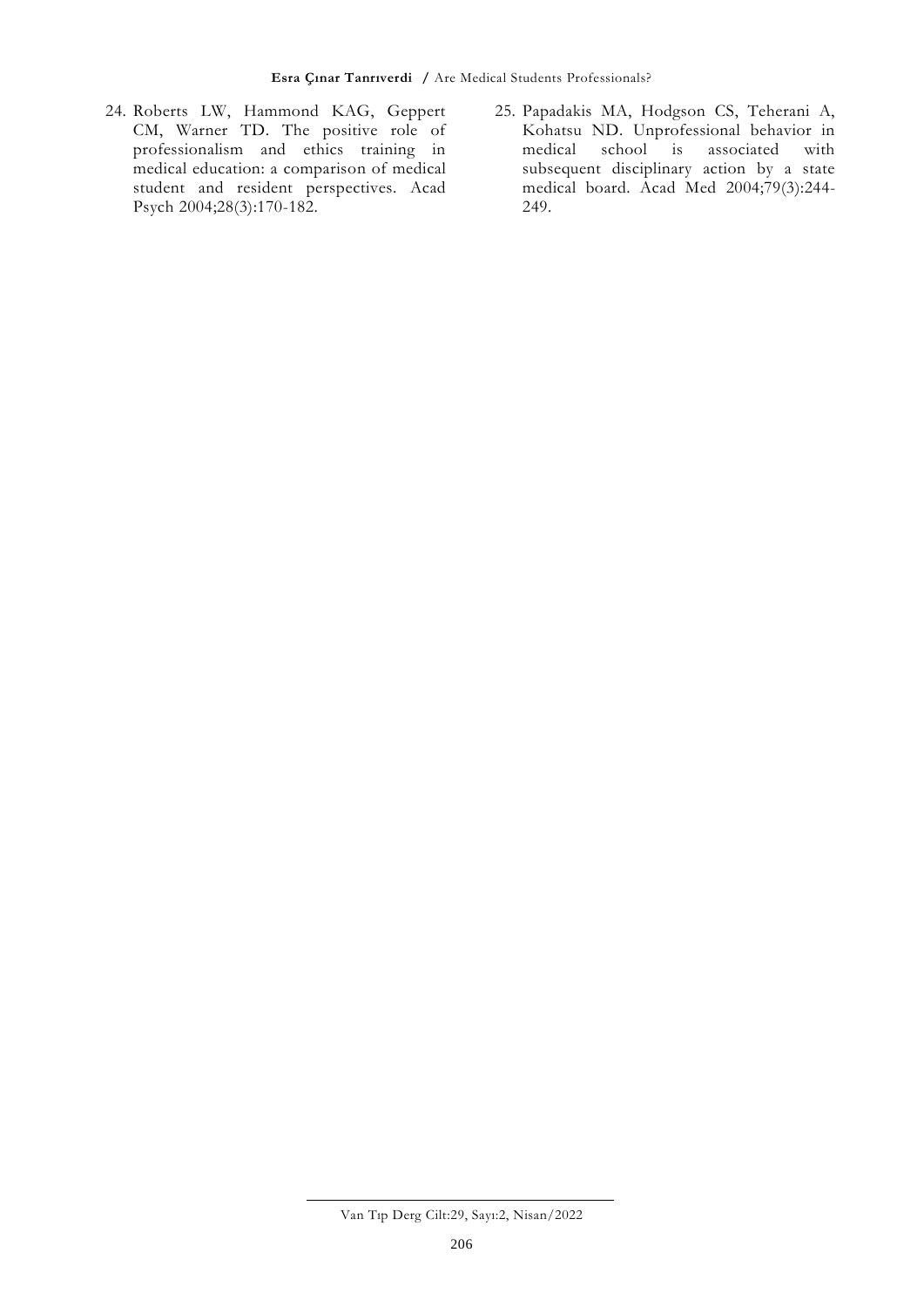24. Roberts LW, Hammond KAG, Geppert CM, Warner TD. The positive role of professionalism and ethics training in medical education: a comparison of medical student and resident perspectives. Acad Psych 2004;28(3):170-182.
25. Papadakis MA, Hodgson CS, Teherani A, Kohatsu ND. Unprofessional behavior in medical school is associated with subsequent disciplinary action by a state medical board. Acad Med 2004;79(3):244-249.